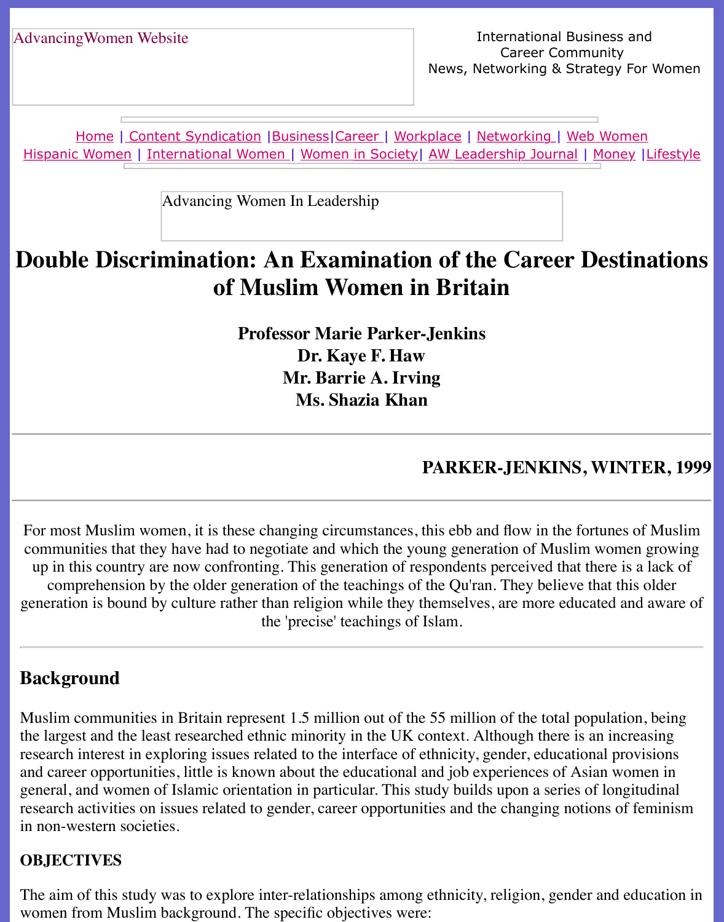AdvancingWomen Website

International Business and Career Community
News, Networking & Strategy For Women

Home | Content Syndication | Business | Career | Workplace | Networking | Web Women
Hispanic Women | International Women | Women in Society | AW Leadership Journal | Money | Lifestyle

Advancing Women In Leadership

# Double Discrimination: An Examination of the Career Destinations of Muslim Women in Britain

**Professor Marie Parker-Jenkins**
**Dr. Kaye F. Haw**
**Mr. Barrie A. Irving**
**Ms. Shazia Khan**

---

**PARKER-JENKINS, WINTER, 1999**

---

For most Muslim women, it is these changing circumstances, this ebb and flow in the fortunes of Muslim communities that they have had to negotiate and which the young generation of Muslim women growing up in this country are now confronting. This generation of respondents perceived that there is a lack of comprehension by the older generation of the teachings of the Qu'ran. They believe that this older generation is bound by culture rather than religion while they themselves, are more educated and aware of the 'precise' teachings of Islam.

---

## Background

Muslim communities in Britain represent 1.5 million out of the 55 million of the total population, being the largest and the least researched ethnic minority in the UK context. Although there is an increasing research interest in exploring issues related to the interface of ethnicity, gender, educational provisions and career opportunities, little is known about the educational and job experiences of Asian women in general, and women of Islamic orientation in particular. This study builds upon a series of longitudinal research activities on issues related to gender, career opportunities and the changing notions of feminism in non-western societies.

### OBJECTIVES

The aim of this study was to explore inter-relationships among ethnicity, religion, gender and education in women from Muslim background. The specific objectives were: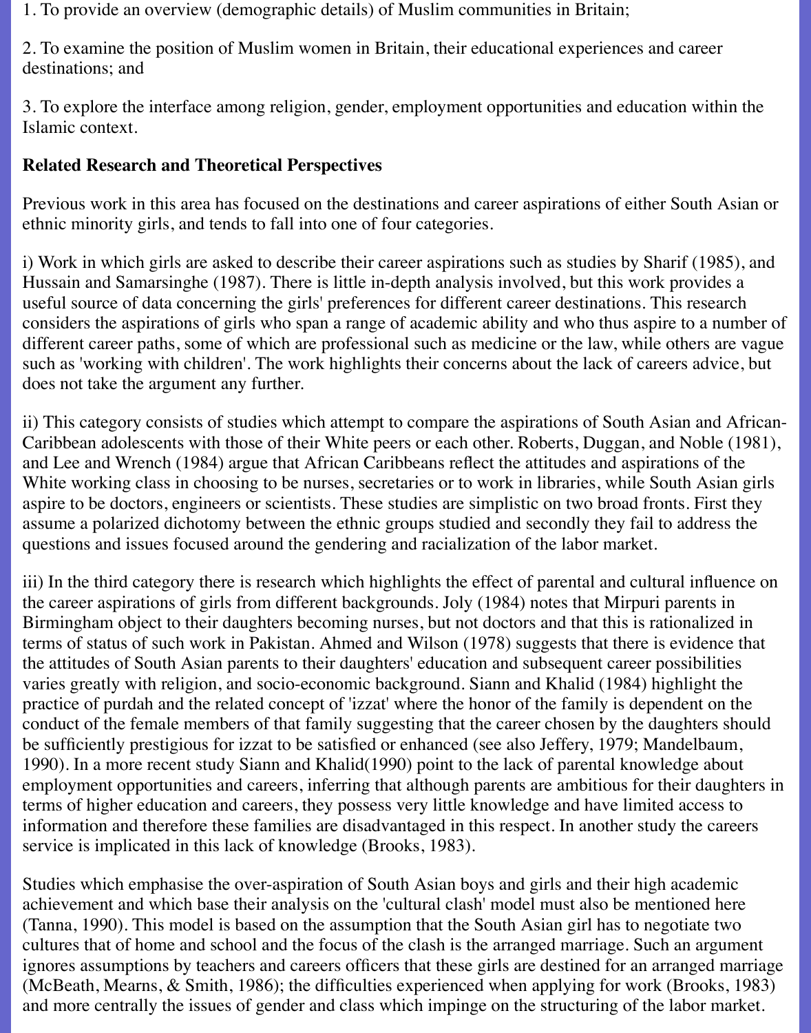1. To provide an overview (demographic details) of Muslim communities in Britain;

2. To examine the position of Muslim women in Britain, their educational experiences and career destinations; and

3. To explore the interface among religion, gender, employment opportunities and education within the Islamic context.

**Related Research and Theoretical Perspectives**

Previous work in this area has focused on the destinations and career aspirations of either South Asian or ethnic minority girls, and tends to fall into one of four categories.

i) Work in which girls are asked to describe their career aspirations such as studies by Sharif (1985), and Hussain and Samarsinghe (1987). There is little in-depth analysis involved, but this work provides a useful source of data concerning the girls' preferences for different career destinations. This research considers the aspirations of girls who span a range of academic ability and who thus aspire to a number of different career paths, some of which are professional such as medicine or the law, while others are vague such as 'working with children'. The work highlights their concerns about the lack of careers advice, but does not take the argument any further.

ii) This category consists of studies which attempt to compare the aspirations of South Asian and African-Caribbean adolescents with those of their White peers or each other. Roberts, Duggan, and Noble (1981), and Lee and Wrench (1984) argue that African Caribbeans reflect the attitudes and aspirations of the White working class in choosing to be nurses, secretaries or to work in libraries, while South Asian girls aspire to be doctors, engineers or scientists. These studies are simplistic on two broad fronts. First they assume a polarized dichotomy between the ethnic groups studied and secondly they fail to address the questions and issues focused around the gendering and racialization of the labor market.

iii) In the third category there is research which highlights the effect of parental and cultural influence on the career aspirations of girls from different backgrounds. Joly (1984) notes that Mirpuri parents in Birmingham object to their daughters becoming nurses, but not doctors and that this is rationalized in terms of status of such work in Pakistan. Ahmed and Wilson (1978) suggests that there is evidence that the attitudes of South Asian parents to their daughters' education and subsequent career possibilities varies greatly with religion, and socio-economic background. Siann and Khalid (1984) highlight the practice of purdah and the related concept of 'izzat' where the honor of the family is dependent on the conduct of the female members of that family suggesting that the career chosen by the daughters should be sufficiently prestigious for izzat to be satisfied or enhanced (see also Jeffery, 1979; Mandelbaum, 1990). In a more recent study Siann and Khalid(1990) point to the lack of parental knowledge about employment opportunities and careers, inferring that although parents are ambitious for their daughters in terms of higher education and careers, they possess very little knowledge and have limited access to information and therefore these families are disadvantaged in this respect. In another study the careers service is implicated in this lack of knowledge (Brooks, 1983).

Studies which emphasise the over-aspiration of South Asian boys and girls and their high academic achievement and which base their analysis on the 'cultural clash' model must also be mentioned here (Tanna, 1990). This model is based on the assumption that the South Asian girl has to negotiate two cultures that of home and school and the focus of the clash is the arranged marriage. Such an argument ignores assumptions by teachers and careers officers that these girls are destined for an arranged marriage (McBeath, Mearns, & Smith, 1986); the difficulties experienced when applying for work (Brooks, 1983) and more centrally the issues of gender and class which impinge on the structuring of the labor market.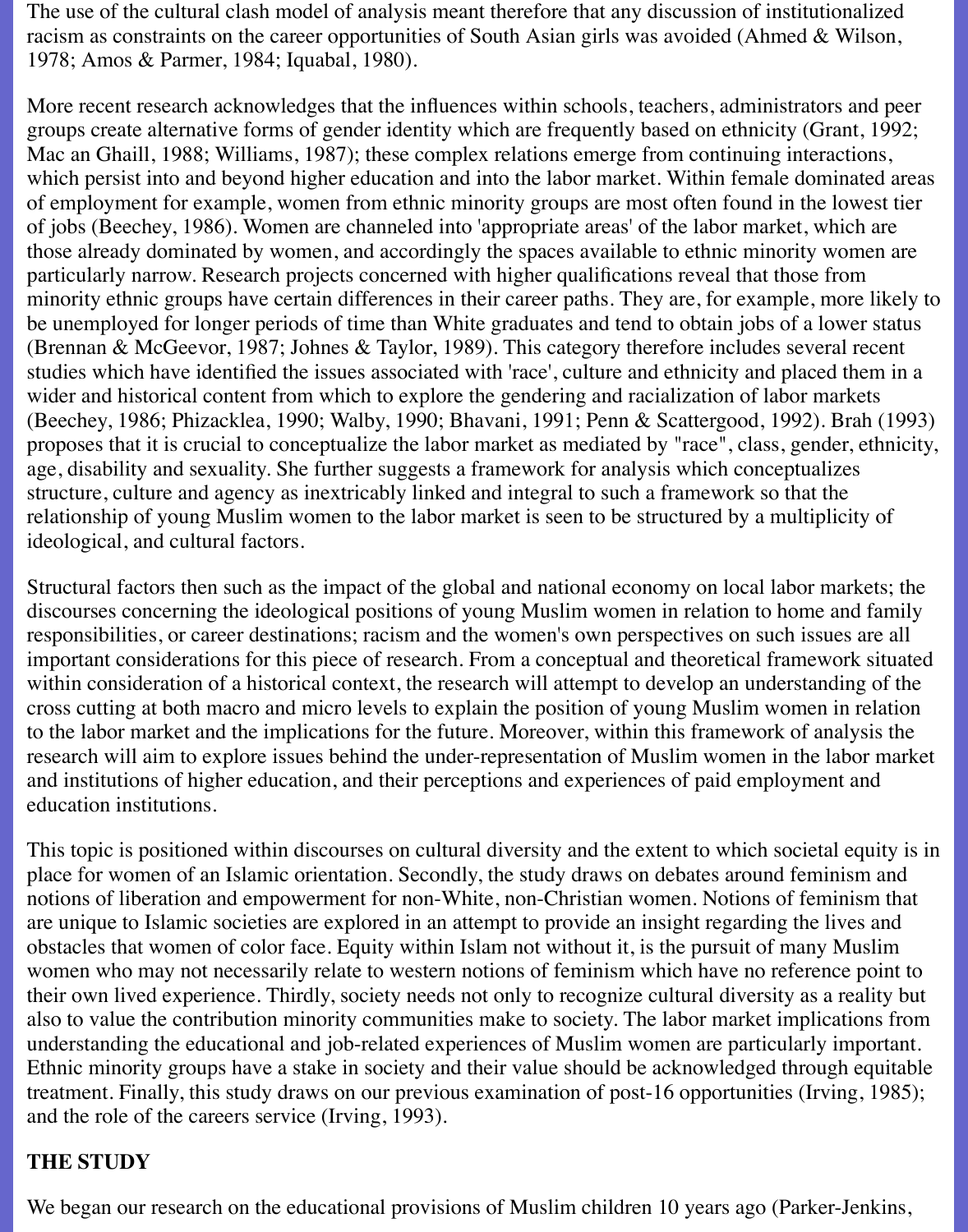The use of the cultural clash model of analysis meant therefore that any discussion of institutionalized racism as constraints on the career opportunities of South Asian girls was avoided (Ahmed & Wilson, 1978; Amos & Parmer, 1984; Iquabal, 1980).

More recent research acknowledges that the influences within schools, teachers, administrators and peer groups create alternative forms of gender identity which are frequently based on ethnicity (Grant, 1992; Mac an Ghaill, 1988; Williams, 1987); these complex relations emerge from continuing interactions, which persist into and beyond higher education and into the labor market. Within female dominated areas of employment for example, women from ethnic minority groups are most often found in the lowest tier of jobs (Beechey, 1986). Women are channeled into 'appropriate areas' of the labor market, which are those already dominated by women, and accordingly the spaces available to ethnic minority women are particularly narrow. Research projects concerned with higher qualifications reveal that those from minority ethnic groups have certain differences in their career paths. They are, for example, more likely to be unemployed for longer periods of time than White graduates and tend to obtain jobs of a lower status (Brennan & McGeevor, 1987; Johnes & Taylor, 1989). This category therefore includes several recent studies which have identified the issues associated with 'race', culture and ethnicity and placed them in a wider and historical content from which to explore the gendering and racialization of labor markets (Beechey, 1986; Phizacklea, 1990; Walby, 1990; Bhavani, 1991; Penn & Scattergood, 1992). Brah (1993) proposes that it is crucial to conceptualize the labor market as mediated by "race", class, gender, ethnicity, age, disability and sexuality. She further suggests a framework for analysis which conceptualizes structure, culture and agency as inextricably linked and integral to such a framework so that the relationship of young Muslim women to the labor market is seen to be structured by a multiplicity of ideological, and cultural factors.

Structural factors then such as the impact of the global and national economy on local labor markets; the discourses concerning the ideological positions of young Muslim women in relation to home and family responsibilities, or career destinations; racism and the women's own perspectives on such issues are all important considerations for this piece of research. From a conceptual and theoretical framework situated within consideration of a historical context, the research will attempt to develop an understanding of the cross cutting at both macro and micro levels to explain the position of young Muslim women in relation to the labor market and the implications for the future. Moreover, within this framework of analysis the research will aim to explore issues behind the under-representation of Muslim women in the labor market and institutions of higher education, and their perceptions and experiences of paid employment and education institutions.

This topic is positioned within discourses on cultural diversity and the extent to which societal equity is in place for women of an Islamic orientation. Secondly, the study draws on debates around feminism and notions of liberation and empowerment for non-White, non-Christian women. Notions of feminism that are unique to Islamic societies are explored in an attempt to provide an insight regarding the lives and obstacles that women of color face. Equity within Islam not without it, is the pursuit of many Muslim women who may not necessarily relate to western notions of feminism which have no reference point to their own lived experience. Thirdly, society needs not only to recognize cultural diversity as a reality but also to value the contribution minority communities make to society. The labor market implications from understanding the educational and job-related experiences of Muslim women are particularly important. Ethnic minority groups have a stake in society and their value should be acknowledged through equitable treatment. Finally, this study draws on our previous examination of post-16 opportunities (Irving, 1985); and the role of the careers service (Irving, 1993).

## THE STUDY

We began our research on the educational provisions of Muslim children 10 years ago (Parker-Jenkins,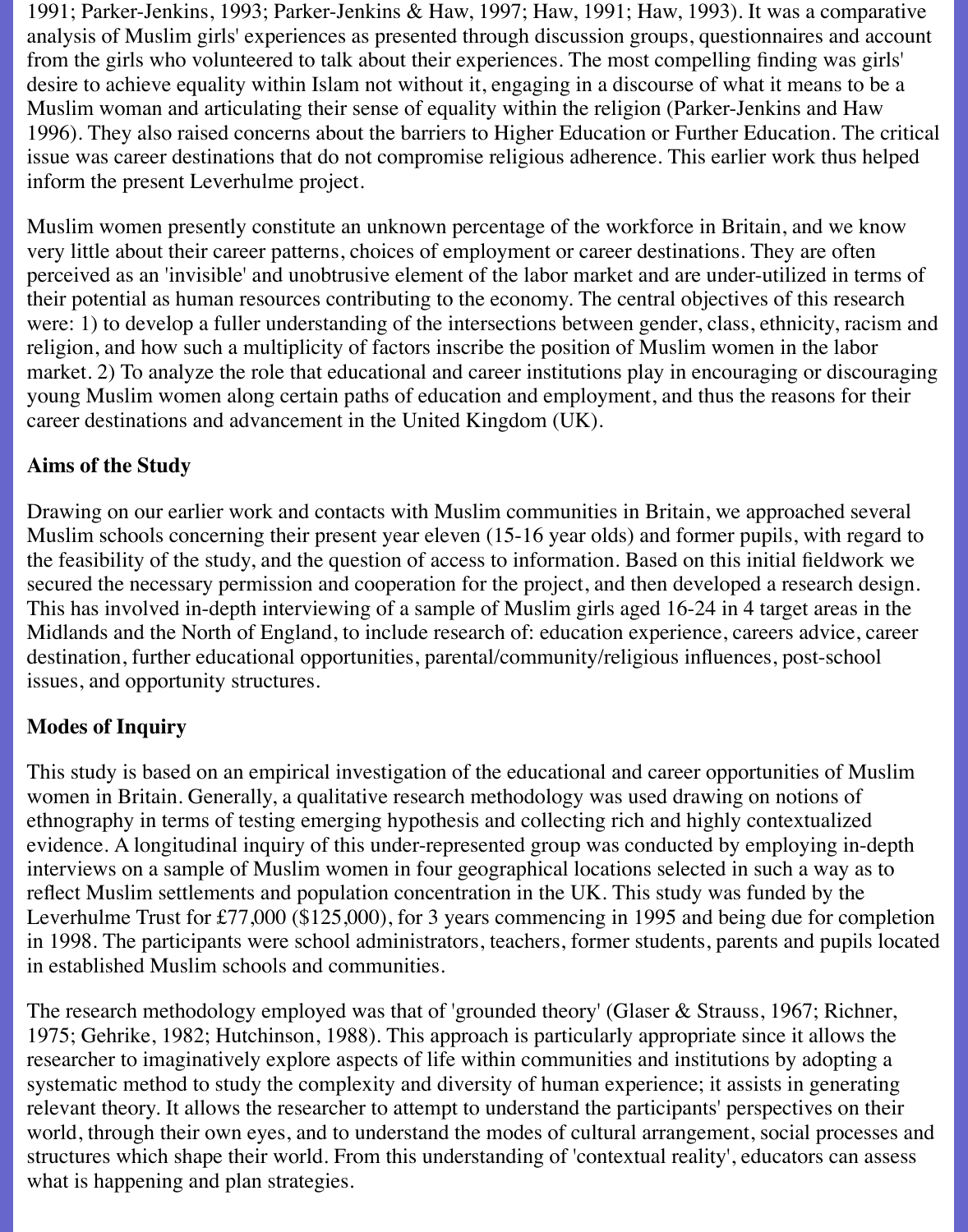1991; Parker-Jenkins, 1993; Parker-Jenkins & Haw, 1997; Haw, 1991; Haw, 1993). It was a comparative analysis of Muslim girls' experiences as presented through discussion groups, questionnaires and account from the girls who volunteered to talk about their experiences. The most compelling finding was girls' desire to achieve equality within Islam not without it, engaging in a discourse of what it means to be a Muslim woman and articulating their sense of equality within the religion (Parker-Jenkins and Haw 1996). They also raised concerns about the barriers to Higher Education or Further Education. The critical issue was career destinations that do not compromise religious adherence. This earlier work thus helped inform the present Leverhulme project.

Muslim women presently constitute an unknown percentage of the workforce in Britain, and we know very little about their career patterns, choices of employment or career destinations. They are often perceived as an 'invisible' and unobtrusive element of the labor market and are under-utilized in terms of their potential as human resources contributing to the economy. The central objectives of this research were: 1) to develop a fuller understanding of the intersections between gender, class, ethnicity, racism and religion, and how such a multiplicity of factors inscribe the position of Muslim women in the labor market. 2) To analyze the role that educational and career institutions play in encouraging or discouraging young Muslim women along certain paths of education and employment, and thus the reasons for their career destinations and advancement in the United Kingdom (UK).

**Aims of the Study**

Drawing on our earlier work and contacts with Muslim communities in Britain, we approached several Muslim schools concerning their present year eleven (15-16 year olds) and former pupils, with regard to the feasibility of the study, and the question of access to information. Based on this initial fieldwork we secured the necessary permission and cooperation for the project, and then developed a research design. This has involved in-depth interviewing of a sample of Muslim girls aged 16-24 in 4 target areas in the Midlands and the North of England, to include research of: education experience, careers advice, career destination, further educational opportunities, parental/community/religious influences, post-school issues, and opportunity structures.

**Modes of Inquiry**

This study is based on an empirical investigation of the educational and career opportunities of Muslim women in Britain. Generally, a qualitative research methodology was used drawing on notions of ethnography in terms of testing emerging hypothesis and collecting rich and highly contextualized evidence. A longitudinal inquiry of this under-represented group was conducted by employing in-depth interviews on a sample of Muslim women in four geographical locations selected in such a way as to reflect Muslim settlements and population concentration in the UK. This study was funded by the Leverhulme Trust for £77,000 ($125,000), for 3 years commencing in 1995 and being due for completion in 1998. The participants were school administrators, teachers, former students, parents and pupils located in established Muslim schools and communities.

The research methodology employed was that of 'grounded theory' (Glaser & Strauss, 1967; Richner, 1975; Gehrike, 1982; Hutchinson, 1988). This approach is particularly appropriate since it allows the researcher to imaginatively explore aspects of life within communities and institutions by adopting a systematic method to study the complexity and diversity of human experience; it assists in generating relevant theory. It allows the researcher to attempt to understand the participants' perspectives on their world, through their own eyes, and to understand the modes of cultural arrangement, social processes and structures which shape their world. From this understanding of 'contextual reality', educators can assess what is happening and plan strategies.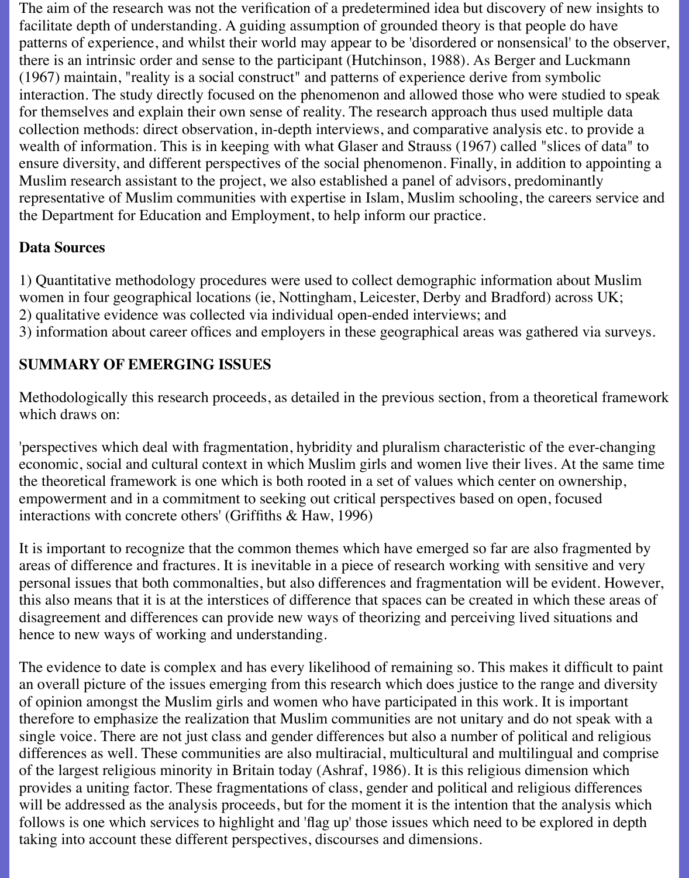The aim of the research was not the verification of a predetermined idea but discovery of new insights to facilitate depth of understanding. A guiding assumption of grounded theory is that people do have patterns of experience, and whilst their world may appear to be 'disordered or nonsensical' to the observer, there is an intrinsic order and sense to the participant (Hutchinson, 1988). As Berger and Luckmann (1967) maintain, "reality is a social construct" and patterns of experience derive from symbolic interaction. The study directly focused on the phenomenon and allowed those who were studied to speak for themselves and explain their own sense of reality. The research approach thus used multiple data collection methods: direct observation, in-depth interviews, and comparative analysis etc. to provide a wealth of information. This is in keeping with what Glaser and Strauss (1967) called "slices of data" to ensure diversity, and different perspectives of the social phenomenon. Finally, in addition to appointing a Muslim research assistant to the project, we also established a panel of advisors, predominantly representative of Muslim communities with expertise in Islam, Muslim schooling, the careers service and the Department for Education and Employment, to help inform our practice.

**Data Sources**

1) Quantitative methodology procedures were used to collect demographic information about Muslim women in four geographical locations (ie, Nottingham, Leicester, Derby and Bradford) across UK;
2) qualitative evidence was collected via individual open-ended interviews; and
3) information about career offices and employers in these geographical areas was gathered via surveys.

**SUMMARY OF EMERGING ISSUES**

Methodologically this research proceeds, as detailed in the previous section, from a theoretical framework which draws on:

'perspectives which deal with fragmentation, hybridity and pluralism characteristic of the ever-changing economic, social and cultural context in which Muslim girls and women live their lives. At the same time the theoretical framework is one which is both rooted in a set of values which center on ownership, empowerment and in a commitment to seeking out critical perspectives based on open, focused interactions with concrete others' (Griffiths & Haw, 1996)

It is important to recognize that the common themes which have emerged so far are also fragmented by areas of difference and fractures. It is inevitable in a piece of research working with sensitive and very personal issues that both commonalties, but also differences and fragmentation will be evident. However, this also means that it is at the interstices of difference that spaces can be created in which these areas of disagreement and differences can provide new ways of theorizing and perceiving lived situations and hence to new ways of working and understanding.

The evidence to date is complex and has every likelihood of remaining so. This makes it difficult to paint an overall picture of the issues emerging from this research which does justice to the range and diversity of opinion amongst the Muslim girls and women who have participated in this work. It is important therefore to emphasize the realization that Muslim communities are not unitary and do not speak with a single voice. There are not just class and gender differences but also a number of political and religious differences as well. These communities are also multiracial, multicultural and multilingual and comprise of the largest religious minority in Britain today (Ashraf, 1986). It is this religious dimension which provides a uniting factor. These fragmentations of class, gender and political and religious differences will be addressed as the analysis proceeds, but for the moment it is the intention that the analysis which follows is one which services to highlight and 'flag up' those issues which need to be explored in depth taking into account these different perspectives, discourses and dimensions.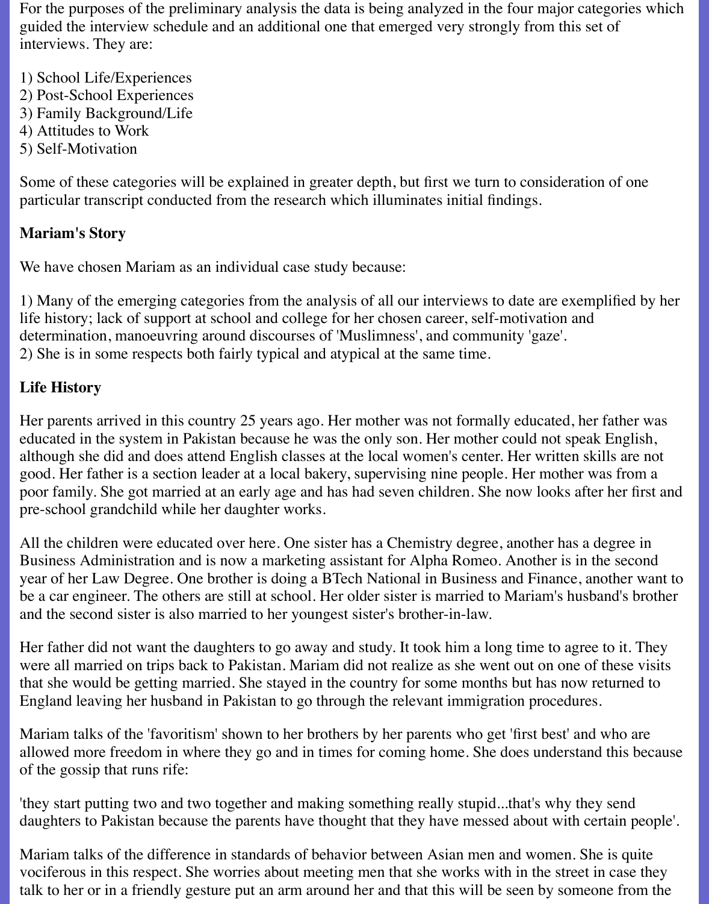For the purposes of the preliminary analysis the data is being analyzed in the four major categories which guided the interview schedule and an additional one that emerged very strongly from this set of interviews. They are:

1) School Life/Experiences
2) Post-School Experiences
3) Family Background/Life
4) Attitudes to Work
5) Self-Motivation

Some of these categories will be explained in greater depth, but first we turn to consideration of one particular transcript conducted from the research which illuminates initial findings.

**Mariam's Story**

We have chosen Mariam as an individual case study because:

1) Many of the emerging categories from the analysis of all our interviews to date are exemplified by her life history; lack of support at school and college for her chosen career, self-motivation and determination, manoeuvring around discourses of 'Muslimness', and community 'gaze'.
2) She is in some respects both fairly typical and atypical at the same time.

**Life History**

Her parents arrived in this country 25 years ago. Her mother was not formally educated, her father was educated in the system in Pakistan because he was the only son. Her mother could not speak English, although she did and does attend English classes at the local women's center. Her written skills are not good. Her father is a section leader at a local bakery, supervising nine people. Her mother was from a poor family. She got married at an early age and has had seven children. She now looks after her first and pre-school grandchild while her daughter works.

All the children were educated over here. One sister has a Chemistry degree, another has a degree in Business Administration and is now a marketing assistant for Alpha Romeo. Another is in the second year of her Law Degree. One brother is doing a BTech National in Business and Finance, another want to be a car engineer. The others are still at school. Her older sister is married to Mariam's husband's brother and the second sister is also married to her youngest sister's brother-in-law.

Her father did not want the daughters to go away and study. It took him a long time to agree to it. They were all married on trips back to Pakistan. Mariam did not realize as she went out on one of these visits that she would be getting married. She stayed in the country for some months but has now returned to England leaving her husband in Pakistan to go through the relevant immigration procedures.

Mariam talks of the 'favoritism' shown to her brothers by her parents who get 'first best' and who are allowed more freedom in where they go and in times for coming home. She does understand this because of the gossip that runs rife:

'they start putting two and two together and making something really stupid...that's why they send daughters to Pakistan because the parents have thought that they have messed about with certain people'.

Mariam talks of the difference in standards of behavior between Asian men and women. She is quite vociferous in this respect. She worries about meeting men that she works with in the street in case they talk to her or in a friendly gesture put an arm around her and that this will be seen by someone from the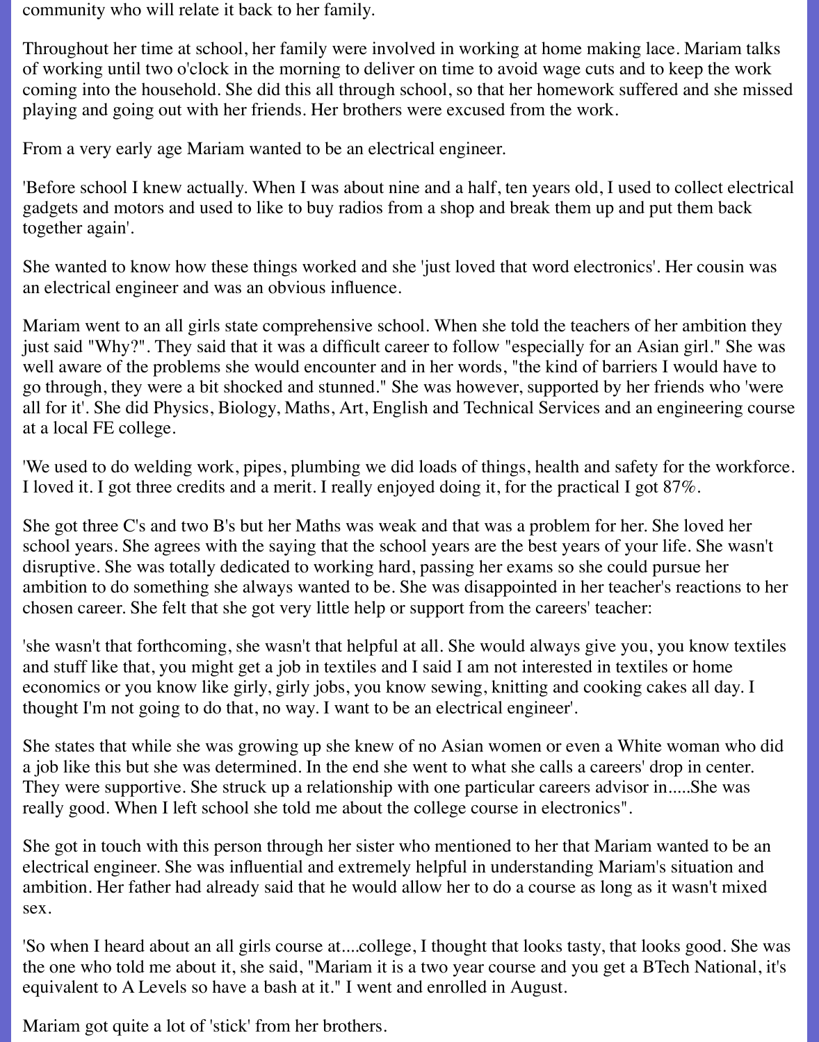community who will relate it back to her family.

Throughout her time at school, her family were involved in working at home making lace. Mariam talks of working until two o'clock in the morning to deliver on time to avoid wage cuts and to keep the work coming into the household. She did this all through school, so that her homework suffered and she missed playing and going out with her friends. Her brothers were excused from the work.

From a very early age Mariam wanted to be an electrical engineer.

'Before school I knew actually. When I was about nine and a half, ten years old, I used to collect electrical gadgets and motors and used to like to buy radios from a shop and break them up and put them back together again'.

She wanted to know how these things worked and she 'just loved that word electronics'. Her cousin was an electrical engineer and was an obvious influence.

Mariam went to an all girls state comprehensive school. When she told the teachers of her ambition they just said "Why?". They said that it was a difficult career to follow "especially for an Asian girl." She was well aware of the problems she would encounter and in her words, "the kind of barriers I would have to go through, they were a bit shocked and stunned." She was however, supported by her friends who 'were all for it'. She did Physics, Biology, Maths, Art, English and Technical Services and an engineering course at a local FE college.

'We used to do welding work, pipes, plumbing we did loads of things, health and safety for the workforce. I loved it. I got three credits and a merit. I really enjoyed doing it, for the practical I got 87%.

She got three C's and two B's but her Maths was weak and that was a problem for her. She loved her school years. She agrees with the saying that the school years are the best years of your life. She wasn't disruptive. She was totally dedicated to working hard, passing her exams so she could pursue her ambition to do something she always wanted to be. She was disappointed in her teacher's reactions to her chosen career. She felt that she got very little help or support from the careers' teacher:

'she wasn't that forthcoming, she wasn't that helpful at all. She would always give you, you know textiles and stuff like that, you might get a job in textiles and I said I am not interested in textiles or home economics or you know like girly, girly jobs, you know sewing, knitting and cooking cakes all day. I thought I'm not going to do that, no way. I want to be an electrical engineer'.

She states that while she was growing up she knew of no Asian women or even a White woman who did a job like this but she was determined. In the end she went to what she calls a careers' drop in center. They were supportive. She struck up a relationship with one particular careers advisor in.....She was really good. When I left school she told me about the college course in electronics".

She got in touch with this person through her sister who mentioned to her that Mariam wanted to be an electrical engineer. She was influential and extremely helpful in understanding Mariam's situation and ambition. Her father had already said that he would allow her to do a course as long as it wasn't mixed sex.

'So when I heard about an all girls course at....college, I thought that looks tasty, that looks good. She was the one who told me about it, she said, "Mariam it is a two year course and you get a BTech National, it's equivalent to A Levels so have a bash at it." I went and enrolled in August.

Mariam got quite a lot of 'stick' from her brothers.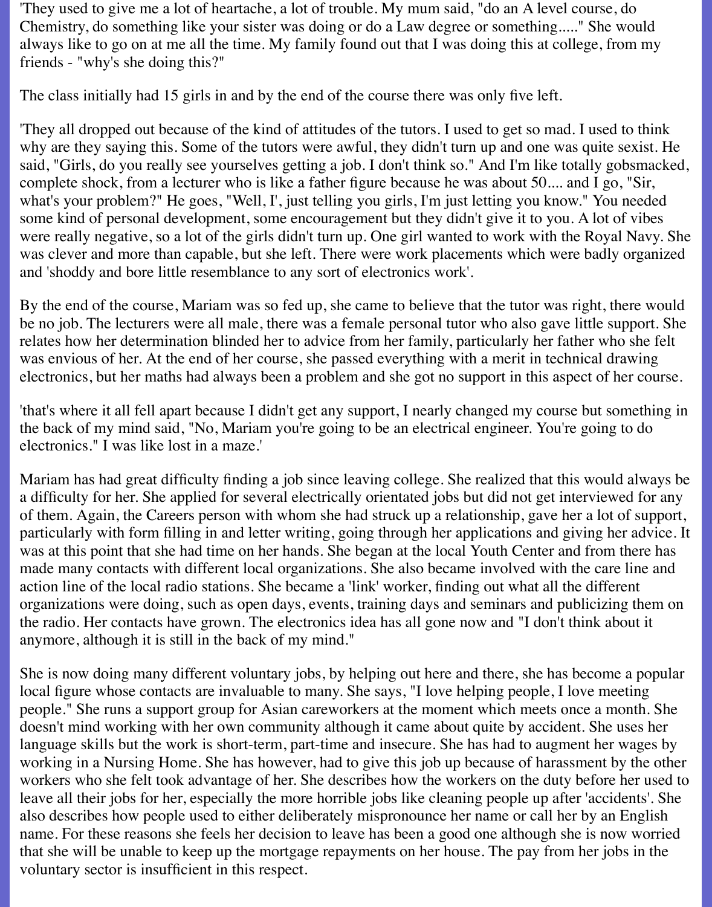'They used to give me a lot of heartache, a lot of trouble. My mum said, "do an A level course, do Chemistry, do something like your sister was doing or do a Law degree or something....." She would always like to go on at me all the time. My family found out that I was doing this at college, from my friends - "why's she doing this?"

The class initially had 15 girls in and by the end of the course there was only five left.

'They all dropped out because of the kind of attitudes of the tutors. I used to get so mad. I used to think why are they saying this. Some of the tutors were awful, they didn't turn up and one was quite sexist. He said, "Girls, do you really see yourselves getting a job. I don't think so." And I'm like totally gobsmacked, complete shock, from a lecturer who is like a father figure because he was about 50.... and I go, "Sir, what's your problem?" He goes, "Well, I', just telling you girls, I'm just letting you know." You needed some kind of personal development, some encouragement but they didn't give it to you. A lot of vibes were really negative, so a lot of the girls didn't turn up. One girl wanted to work with the Royal Navy. She was clever and more than capable, but she left. There were work placements which were badly organized and 'shoddy and bore little resemblance to any sort of electronics work'.

By the end of the course, Mariam was so fed up, she came to believe that the tutor was right, there would be no job. The lecturers were all male, there was a female personal tutor who also gave little support. She relates how her determination blinded her to advice from her family, particularly her father who she felt was envious of her. At the end of her course, she passed everything with a merit in technical drawing electronics, but her maths had always been a problem and she got no support in this aspect of her course.

'that's where it all fell apart because I didn't get any support, I nearly changed my course but something in the back of my mind said, "No, Mariam you're going to be an electrical engineer. You're going to do electronics." I was like lost in a maze.'

Mariam has had great difficulty finding a job since leaving college. She realized that this would always be a difficulty for her. She applied for several electrically orientated jobs but did not get interviewed for any of them. Again, the Careers person with whom she had struck up a relationship, gave her a lot of support, particularly with form filling in and letter writing, going through her applications and giving her advice. It was at this point that she had time on her hands. She began at the local Youth Center and from there has made many contacts with different local organizations. She also became involved with the care line and action line of the local radio stations. She became a 'link' worker, finding out what all the different organizations were doing, such as open days, events, training days and seminars and publicizing them on the radio. Her contacts have grown. The electronics idea has all gone now and "I don't think about it anymore, although it is still in the back of my mind."

She is now doing many different voluntary jobs, by helping out here and there, she has become a popular local figure whose contacts are invaluable to many. She says, "I love helping people, I love meeting people." She runs a support group for Asian careworkers at the moment which meets once a month. She doesn't mind working with her own community although it came about quite by accident. She uses her language skills but the work is short-term, part-time and insecure. She has had to augment her wages by working in a Nursing Home. She has however, had to give this job up because of harassment by the other workers who she felt took advantage of her. She describes how the workers on the duty before her used to leave all their jobs for her, especially the more horrible jobs like cleaning people up after 'accidents'. She also describes how people used to either deliberately mispronounce her name or call her by an English name. For these reasons she feels her decision to leave has been a good one although she is now worried that she will be unable to keep up the mortgage repayments on her house. The pay from her jobs in the voluntary sector is insufficient in this respect.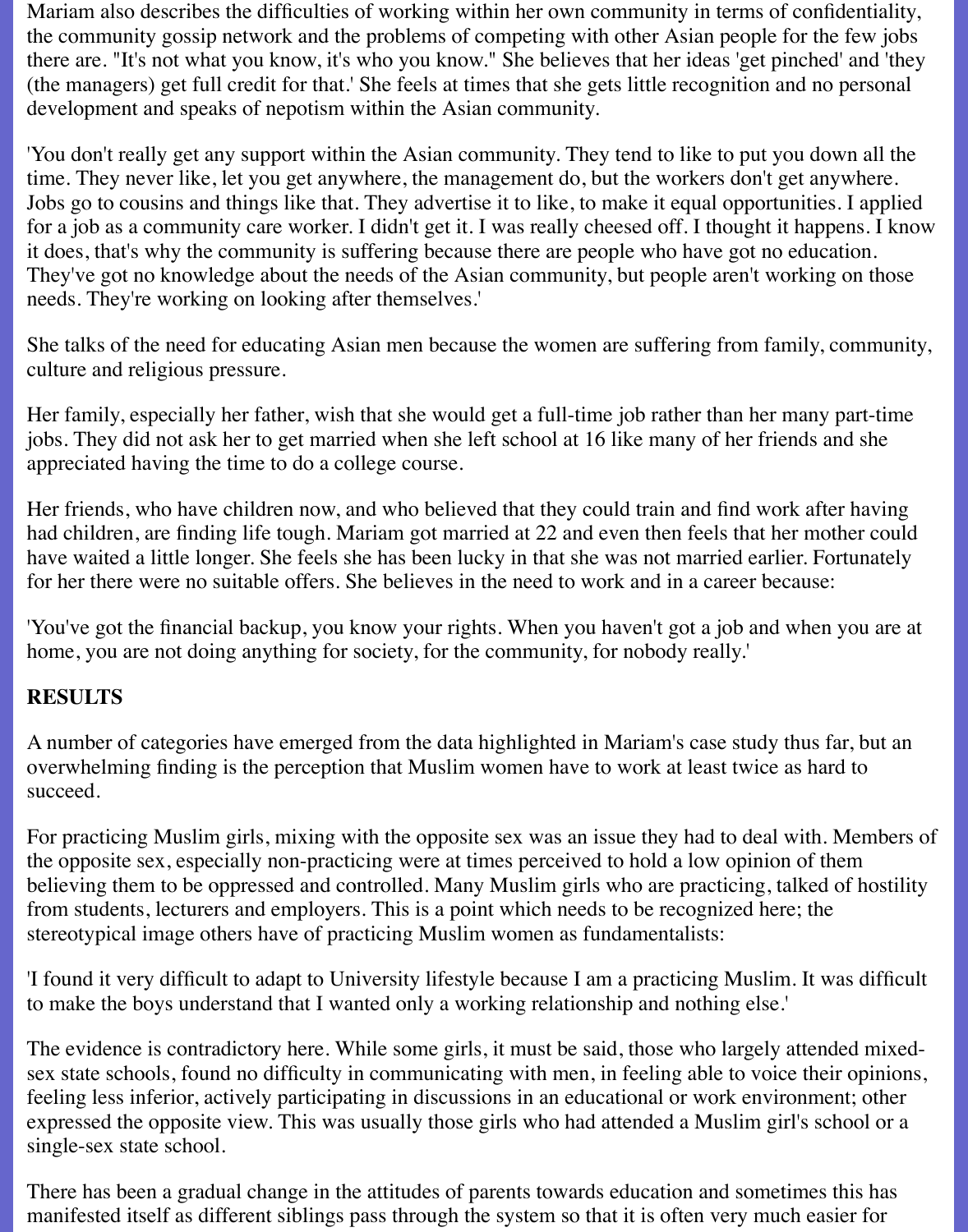Mariam also describes the difficulties of working within her own community in terms of confidentiality, the community gossip network and the problems of competing with other Asian people for the few jobs there are. "It's not what you know, it's who you know." She believes that her ideas 'get pinched' and 'they (the managers) get full credit for that.' She feels at times that she gets little recognition and no personal development and speaks of nepotism within the Asian community.

'You don't really get any support within the Asian community. They tend to like to put you down all the time. They never like, let you get anywhere, the management do, but the workers don't get anywhere. Jobs go to cousins and things like that. They advertise it to like, to make it equal opportunities. I applied for a job as a community care worker. I didn't get it. I was really cheesed off. I thought it happens. I know it does, that's why the community is suffering because there are people who have got no education. They've got no knowledge about the needs of the Asian community, but people aren't working on those needs. They're working on looking after themselves.'

She talks of the need for educating Asian men because the women are suffering from family, community, culture and religious pressure.

Her family, especially her father, wish that she would get a full-time job rather than her many part-time jobs. They did not ask her to get married when she left school at 16 like many of her friends and she appreciated having the time to do a college course.

Her friends, who have children now, and who believed that they could train and find work after having had children, are finding life tough. Mariam got married at 22 and even then feels that her mother could have waited a little longer. She feels she has been lucky in that she was not married earlier. Fortunately for her there were no suitable offers. She believes in the need to work and in a career because:

'You've got the financial backup, you know your rights. When you haven't got a job and when you are at home, you are not doing anything for society, for the community, for nobody really.'

**RESULTS**

A number of categories have emerged from the data highlighted in Mariam's case study thus far, but an overwhelming finding is the perception that Muslim women have to work at least twice as hard to succeed.

For practicing Muslim girls, mixing with the opposite sex was an issue they had to deal with. Members of the opposite sex, especially non-practicing were at times perceived to hold a low opinion of them believing them to be oppressed and controlled. Many Muslim girls who are practicing, talked of hostility from students, lecturers and employers. This is a point which needs to be recognized here; the stereotypical image others have of practicing Muslim women as fundamentalists:

'I found it very difficult to adapt to University lifestyle because I am a practicing Muslim. It was difficult to make the boys understand that I wanted only a working relationship and nothing else.'

The evidence is contradictory here. While some girls, it must be said, those who largely attended mixed-sex state schools, found no difficulty in communicating with men, in feeling able to voice their opinions, feeling less inferior, actively participating in discussions in an educational or work environment; other expressed the opposite view. This was usually those girls who had attended a Muslim girl's school or a single-sex state school.

There has been a gradual change in the attitudes of parents towards education and sometimes this has manifested itself as different siblings pass through the system so that it is often very much easier for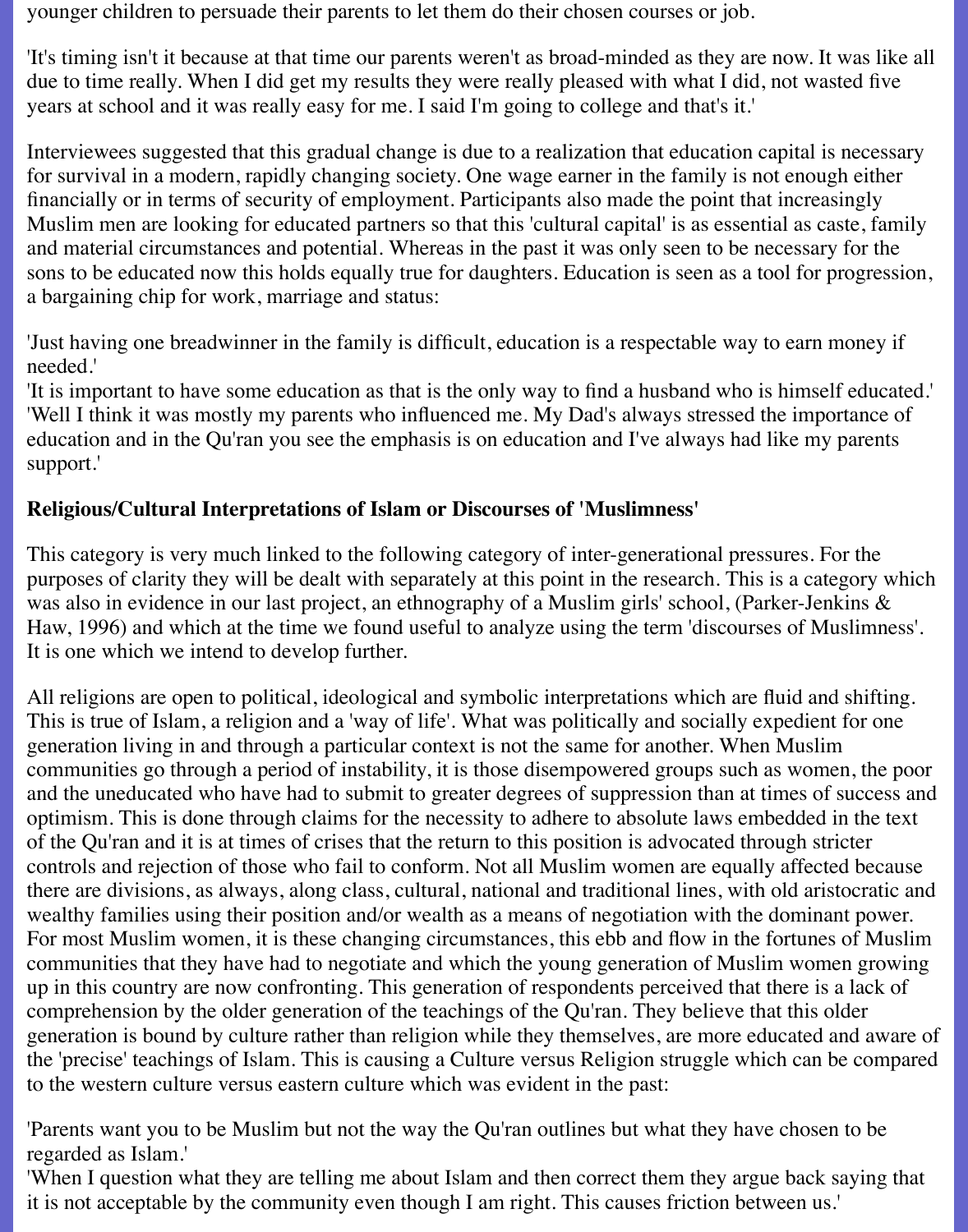younger children to persuade their parents to let them do their chosen courses or job.

'It's timing isn't it because at that time our parents weren't as broad-minded as they are now. It was like all due to time really. When I did get my results they were really pleased with what I did, not wasted five years at school and it was really easy for me. I said I'm going to college and that's it.'

Interviewees suggested that this gradual change is due to a realization that education capital is necessary for survival in a modern, rapidly changing society. One wage earner in the family is not enough either financially or in terms of security of employment. Participants also made the point that increasingly Muslim men are looking for educated partners so that this 'cultural capital' is as essential as caste, family and material circumstances and potential. Whereas in the past it was only seen to be necessary for the sons to be educated now this holds equally true for daughters. Education is seen as a tool for progression, a bargaining chip for work, marriage and status:

'Just having one breadwinner in the family is difficult, education is a respectable way to earn money if needed.'
'It is important to have some education as that is the only way to find a husband who is himself educated.'
'Well I think it was mostly my parents who influenced me. My Dad's always stressed the importance of education and in the Qu'ran you see the emphasis is on education and I've always had like my parents support.'

**Religious/Cultural Interpretations of Islam or Discourses of 'Muslimness'**

This category is very much linked to the following category of inter-generational pressures. For the purposes of clarity they will be dealt with separately at this point in the research. This is a category which was also in evidence in our last project, an ethnography of a Muslim girls' school, (Parker-Jenkins & Haw, 1996) and which at the time we found useful to analyze using the term 'discourses of Muslimness'. It is one which we intend to develop further.

All religions are open to political, ideological and symbolic interpretations which are fluid and shifting. This is true of Islam, a religion and a 'way of life'. What was politically and socially expedient for one generation living in and through a particular context is not the same for another. When Muslim communities go through a period of instability, it is those disempowered groups such as women, the poor and the uneducated who have had to submit to greater degrees of suppression than at times of success and optimism. This is done through claims for the necessity to adhere to absolute laws embedded in the text of the Qu'ran and it is at times of crises that the return to this position is advocated through stricter controls and rejection of those who fail to conform. Not all Muslim women are equally affected because there are divisions, as always, along class, cultural, national and traditional lines, with old aristocratic and wealthy families using their position and/or wealth as a means of negotiation with the dominant power. For most Muslim women, it is these changing circumstances, this ebb and flow in the fortunes of Muslim communities that they have had to negotiate and which the young generation of Muslim women growing up in this country are now confronting. This generation of respondents perceived that there is a lack of comprehension by the older generation of the teachings of the Qu'ran. They believe that this older generation is bound by culture rather than religion while they themselves, are more educated and aware of the 'precise' teachings of Islam. This is causing a Culture versus Religion struggle which can be compared to the western culture versus eastern culture which was evident in the past:

'Parents want you to be Muslim but not the way the Qu'ran outlines but what they have chosen to be regarded as Islam.'
'When I question what they are telling me about Islam and then correct them they argue back saying that it is not acceptable by the community even though I am right. This causes friction between us.'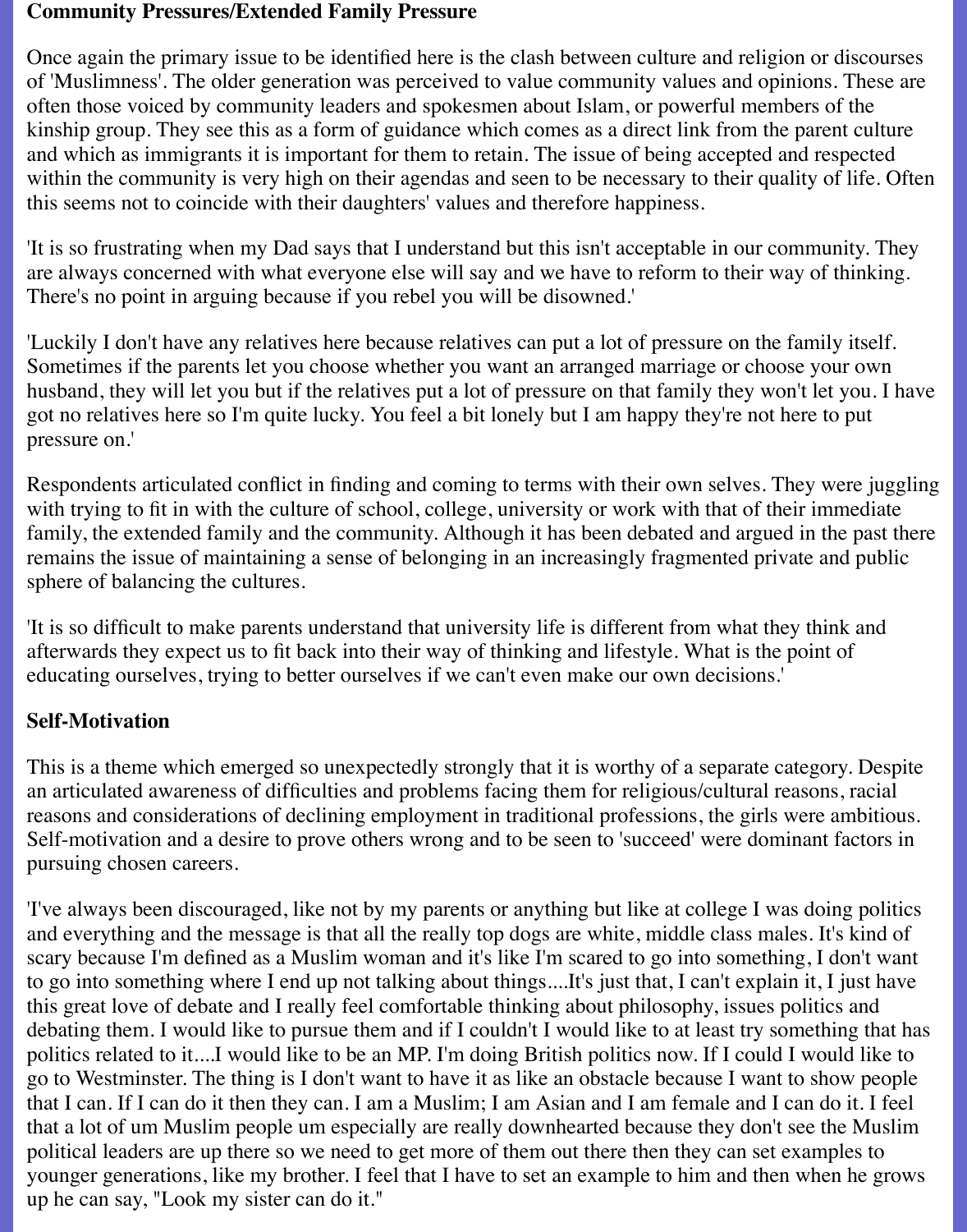**Community Pressures/Extended Family Pressure**

Once again the primary issue to be identified here is the clash between culture and religion or discourses of 'Muslimness'. The older generation was perceived to value community values and opinions. These are often those voiced by community leaders and spokesmen about Islam, or powerful members of the kinship group. They see this as a form of guidance which comes as a direct link from the parent culture and which as immigrants it is important for them to retain. The issue of being accepted and respected within the community is very high on their agendas and seen to be necessary to their quality of life. Often this seems not to coincide with their daughters' values and therefore happiness.

'It is so frustrating when my Dad says that I understand but this isn't acceptable in our community. They are always concerned with what everyone else will say and we have to reform to their way of thinking. There's no point in arguing because if you rebel you will be disowned.'

'Luckily I don't have any relatives here because relatives can put a lot of pressure on the family itself. Sometimes if the parents let you choose whether you want an arranged marriage or choose your own husband, they will let you but if the relatives put a lot of pressure on that family they won't let you. I have got no relatives here so I'm quite lucky. You feel a bit lonely but I am happy they're not here to put pressure on.'

Respondents articulated conflict in finding and coming to terms with their own selves. They were juggling with trying to fit in with the culture of school, college, university or work with that of their immediate family, the extended family and the community. Although it has been debated and argued in the past there remains the issue of maintaining a sense of belonging in an increasingly fragmented private and public sphere of balancing the cultures.

'It is so difficult to make parents understand that university life is different from what they think and afterwards they expect us to fit back into their way of thinking and lifestyle. What is the point of educating ourselves, trying to better ourselves if we can't even make our own decisions.'

**Self-Motivation**

This is a theme which emerged so unexpectedly strongly that it is worthy of a separate category. Despite an articulated awareness of difficulties and problems facing them for religious/cultural reasons, racial reasons and considerations of declining employment in traditional professions, the girls were ambitious. Self-motivation and a desire to prove others wrong and to be seen to 'succeed' were dominant factors in pursuing chosen careers.

'I've always been discouraged, like not by my parents or anything but like at college I was doing politics and everything and the message is that all the really top dogs are white, middle class males. It's kind of scary because I'm defined as a Muslim woman and it's like I'm scared to go into something, I don't want to go into something where I end up not talking about things....It's just that, I can't explain it, I just have this great love of debate and I really feel comfortable thinking about philosophy, issues politics and debating them. I would like to pursue them and if I couldn't I would like to at least try something that has politics related to it....I would like to be an MP. I'm doing British politics now. If I could I would like to go to Westminster. The thing is I don't want to have it as like an obstacle because I want to show people that I can. If I can do it then they can. I am a Muslim; I am Asian and I am female and I can do it. I feel that a lot of um Muslim people um especially are really downhearted because they don't see the Muslim political leaders are up there so we need to get more of them out there then they can set examples to younger generations, like my brother. I feel that I have to set an example to him and then when he grows up he can say, "Look my sister can do it."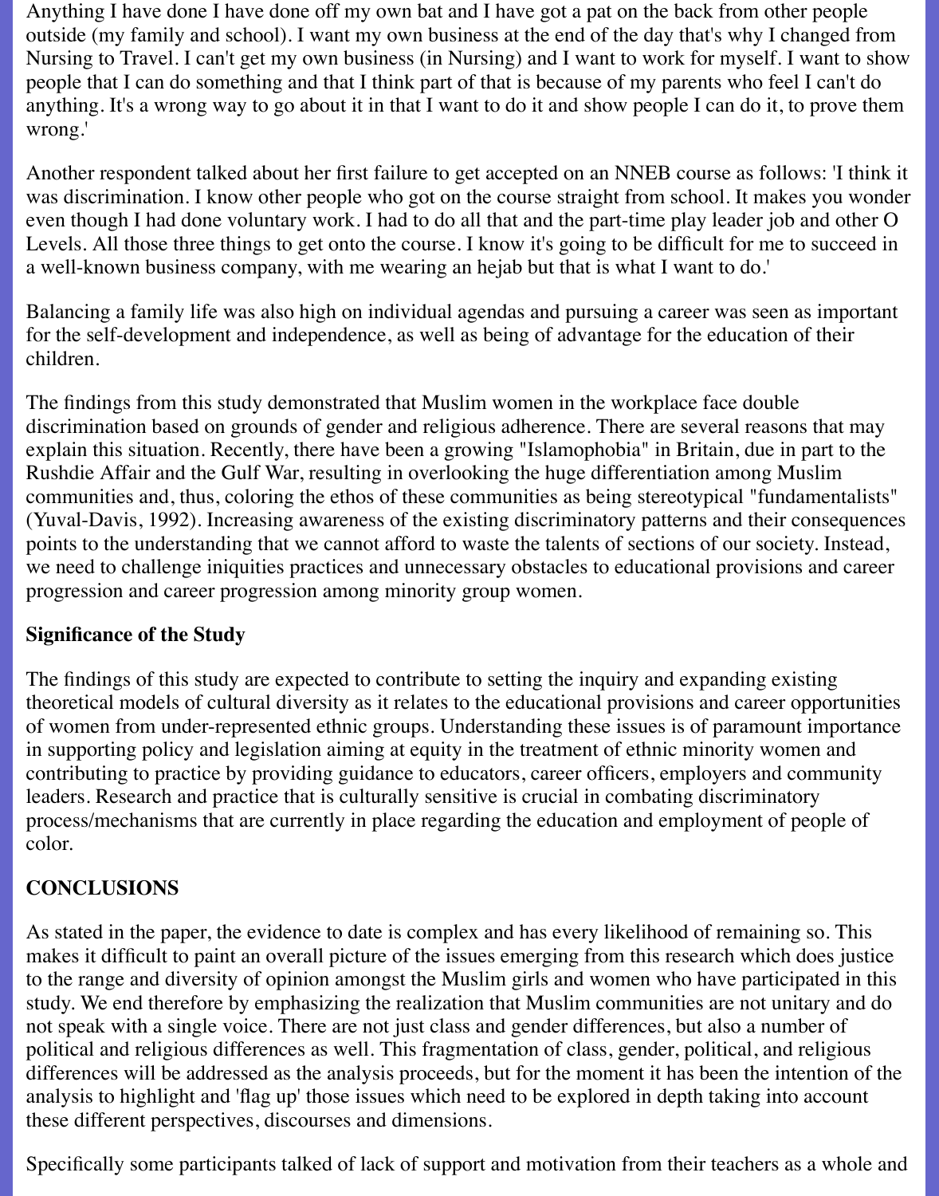Anything I have done I have done off my own bat and I have got a pat on the back from other people outside (my family and school). I want my own business at the end of the day that's why I changed from Nursing to Travel. I can't get my own business (in Nursing) and I want to work for myself. I want to show people that I can do something and that I think part of that is because of my parents who feel I can't do anything. It's a wrong way to go about it in that I want to do it and show people I can do it, to prove them wrong.'

Another respondent talked about her first failure to get accepted on an NNEB course as follows: 'I think it was discrimination. I know other people who got on the course straight from school. It makes you wonder even though I had done voluntary work. I had to do all that and the part-time play leader job and other O Levels. All those three things to get onto the course. I know it's going to be difficult for me to succeed in a well-known business company, with me wearing an hejab but that is what I want to do.'

Balancing a family life was also high on individual agendas and pursuing a career was seen as important for the self-development and independence, as well as being of advantage for the education of their children.

The findings from this study demonstrated that Muslim women in the workplace face double discrimination based on grounds of gender and religious adherence. There are several reasons that may explain this situation. Recently, there have been a growing "Islamophobia" in Britain, due in part to the Rushdie Affair and the Gulf War, resulting in overlooking the huge differentiation among Muslim communities and, thus, coloring the ethos of these communities as being stereotypical "fundamentalists" (Yuval-Davis, 1992). Increasing awareness of the existing discriminatory patterns and their consequences points to the understanding that we cannot afford to waste the talents of sections of our society. Instead, we need to challenge iniquities practices and unnecessary obstacles to educational provisions and career progression and career progression among minority group women.

**Significance of the Study**

The findings of this study are expected to contribute to setting the inquiry and expanding existing theoretical models of cultural diversity as it relates to the educational provisions and career opportunities of women from under-represented ethnic groups. Understanding these issues is of paramount importance in supporting policy and legislation aiming at equity in the treatment of ethnic minority women and contributing to practice by providing guidance to educators, career officers, employers and community leaders. Research and practice that is culturally sensitive is crucial in combating discriminatory process/mechanisms that are currently in place regarding the education and employment of people of color.

## CONCLUSIONS

As stated in the paper, the evidence to date is complex and has every likelihood of remaining so. This makes it difficult to paint an overall picture of the issues emerging from this research which does justice to the range and diversity of opinion amongst the Muslim girls and women who have participated in this study. We end therefore by emphasizing the realization that Muslim communities are not unitary and do not speak with a single voice. There are not just class and gender differences, but also a number of political and religious differences as well. This fragmentation of class, gender, political, and religious differences will be addressed as the analysis proceeds, but for the moment it has been the intention of the analysis to highlight and 'flag up' those issues which need to be explored in depth taking into account these different perspectives, discourses and dimensions.

Specifically some participants talked of lack of support and motivation from their teachers as a whole and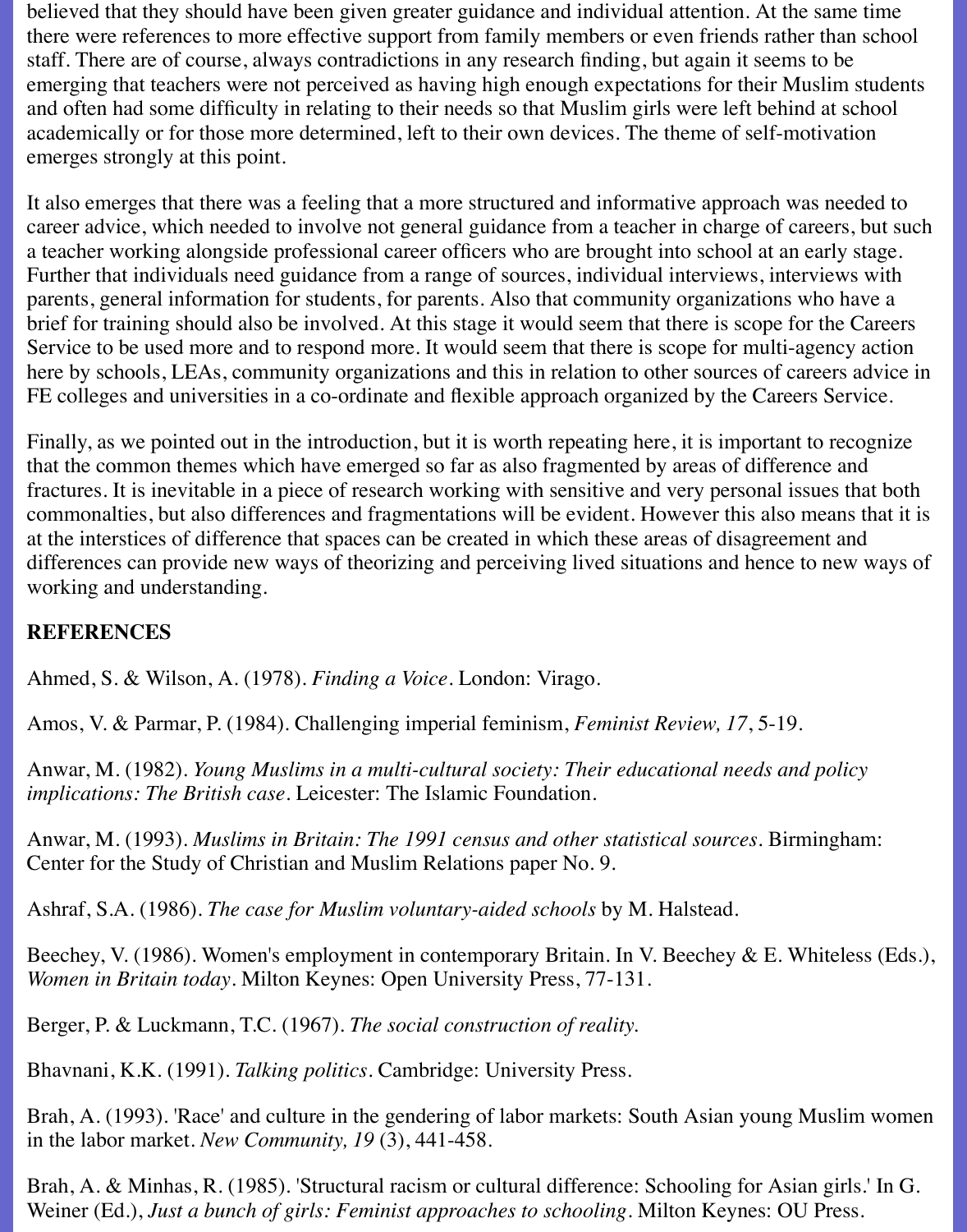believed that they should have been given greater guidance and individual attention. At the same time there were references to more effective support from family members or even friends rather than school staff. There are of course, always contradictions in any research finding, but again it seems to be emerging that teachers were not perceived as having high enough expectations for their Muslim students and often had some difficulty in relating to their needs so that Muslim girls were left behind at school academically or for those more determined, left to their own devices. The theme of self-motivation emerges strongly at this point.

It also emerges that there was a feeling that a more structured and informative approach was needed to career advice, which needed to involve not general guidance from a teacher in charge of careers, but such a teacher working alongside professional career officers who are brought into school at an early stage. Further that individuals need guidance from a range of sources, individual interviews, interviews with parents, general information for students, for parents. Also that community organizations who have a brief for training should also be involved. At this stage it would seem that there is scope for the Careers Service to be used more and to respond more. It would seem that there is scope for multi-agency action here by schools, LEAs, community organizations and this in relation to other sources of careers advice in FE colleges and universities in a co-ordinate and flexible approach organized by the Careers Service.

Finally, as we pointed out in the introduction, but it is worth repeating here, it is important to recognize that the common themes which have emerged so far as also fragmented by areas of difference and fractures. It is inevitable in a piece of research working with sensitive and very personal issues that both commonalties, but also differences and fragmentations will be evident. However this also means that it is at the interstices of difference that spaces can be created in which these areas of disagreement and differences can provide new ways of theorizing and perceiving lived situations and hence to new ways of working and understanding.

## REFERENCES

Ahmed, S. & Wilson, A. (1978). *Finding a Voice*. London: Virago.

Amos, V. & Parmar, P. (1984). Challenging imperial feminism, *Feminist Review, 17*, 5-19.

Anwar, M. (1982). *Young Muslims in a multi-cultural society: Their educational needs and policy implications: The British case*. Leicester: The Islamic Foundation.

Anwar, M. (1993). *Muslims in Britain: The 1991 census and other statistical sources*. Birmingham: Center for the Study of Christian and Muslim Relations paper No. 9.

Ashraf, S.A. (1986). *The case for Muslim voluntary-aided schools* by M. Halstead.

Beechey, V. (1986). Women's employment in contemporary Britain. In V. Beechey & E. Whiteless (Eds.), *Women in Britain today*. Milton Keynes: Open University Press, 77-131.

Berger, P. & Luckmann, T.C. (1967). *The social construction of reality.*

Bhavnani, K.K. (1991). *Talking politics*. Cambridge: University Press.

Brah, A. (1993). 'Race' and culture in the gendering of labor markets: South Asian young Muslim women in the labor market. *New Community, 19* (3), 441-458.

Brah, A. & Minhas, R. (1985). 'Structural racism or cultural difference: Schooling for Asian girls.' In G. Weiner (Ed.), *Just a bunch of girls: Feminist approaches to schooling*. Milton Keynes: OU Press.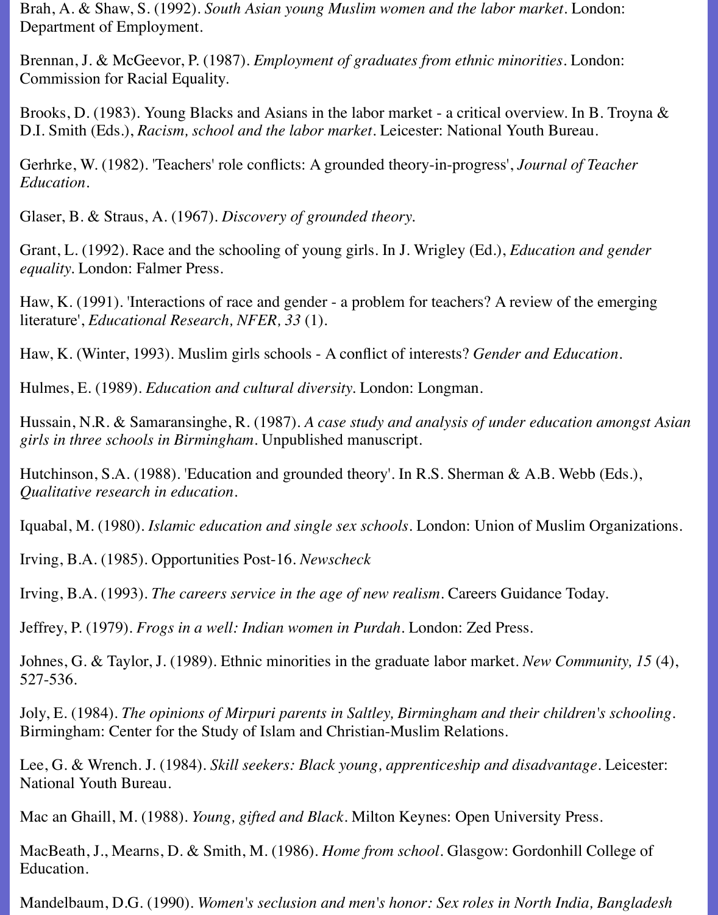Brah, A. & Shaw, S. (1992). *South Asian young Muslim women and the labor market*. London: Department of Employment.

Brennan, J. & McGeevor, P. (1987). *Employment of graduates from ethnic minorities*. London: Commission for Racial Equality.

Brooks, D. (1983). Young Blacks and Asians in the labor market - a critical overview. In B. Troyna & D.I. Smith (Eds.), *Racism, school and the labor market*. Leicester: National Youth Bureau.

Gerhrke, W. (1982). 'Teachers' role conflicts: A grounded theory-in-progress', *Journal of Teacher Education*.

Glaser, B. & Straus, A. (1967). *Discovery of grounded theory.*

Grant, L. (1992). Race and the schooling of young girls. In J. Wrigley (Ed.), *Education and gender equality*. London: Falmer Press.

Haw, K. (1991). 'Interactions of race and gender - a problem for teachers? A review of the emerging literature', *Educational Research, NFER, 33* (1).

Haw, K. (Winter, 1993). Muslim girls schools - A conflict of interests? *Gender and Education*.

Hulmes, E. (1989). *Education and cultural diversity*. London: Longman.

Hussain, N.R. & Samaransinghe, R. (1987). *A case study and analysis of under education amongst Asian girls in three schools in Birmingham*. Unpublished manuscript.

Hutchinson, S.A. (1988). 'Education and grounded theory'. In R.S. Sherman & A.B. Webb (Eds.), *Qualitative research in education*.

Iquabal, M. (1980). *Islamic education and single sex schools*. London: Union of Muslim Organizations.

Irving, B.A. (1985). Opportunities Post-16. *Newscheck*

Irving, B.A. (1993). *The careers service in the age of new realism*. Careers Guidance Today.

Jeffrey, P. (1979). *Frogs in a well: Indian women in Purdah*. London: Zed Press.

Johnes, G. & Taylor, J. (1989). Ethnic minorities in the graduate labor market. *New Community, 15* (4), 527-536.

Joly, E. (1984). *The opinions of Mirpuri parents in Saltley, Birmingham and their children's schooling*. Birmingham: Center for the Study of Islam and Christian-Muslim Relations.

Lee, G. & Wrench. J. (1984). *Skill seekers: Black young, apprenticeship and disadvantage*. Leicester: National Youth Bureau.

Mac an Ghaill, M. (1988). *Young, gifted and Black*. Milton Keynes: Open University Press.

MacBeath, J., Mearns, D. & Smith, M. (1986). *Home from school*. Glasgow: Gordonhill College of Education.

Mandelbaum, D.G. (1990). *Women's seclusion and men's honor: Sex roles in North India, Bangladesh*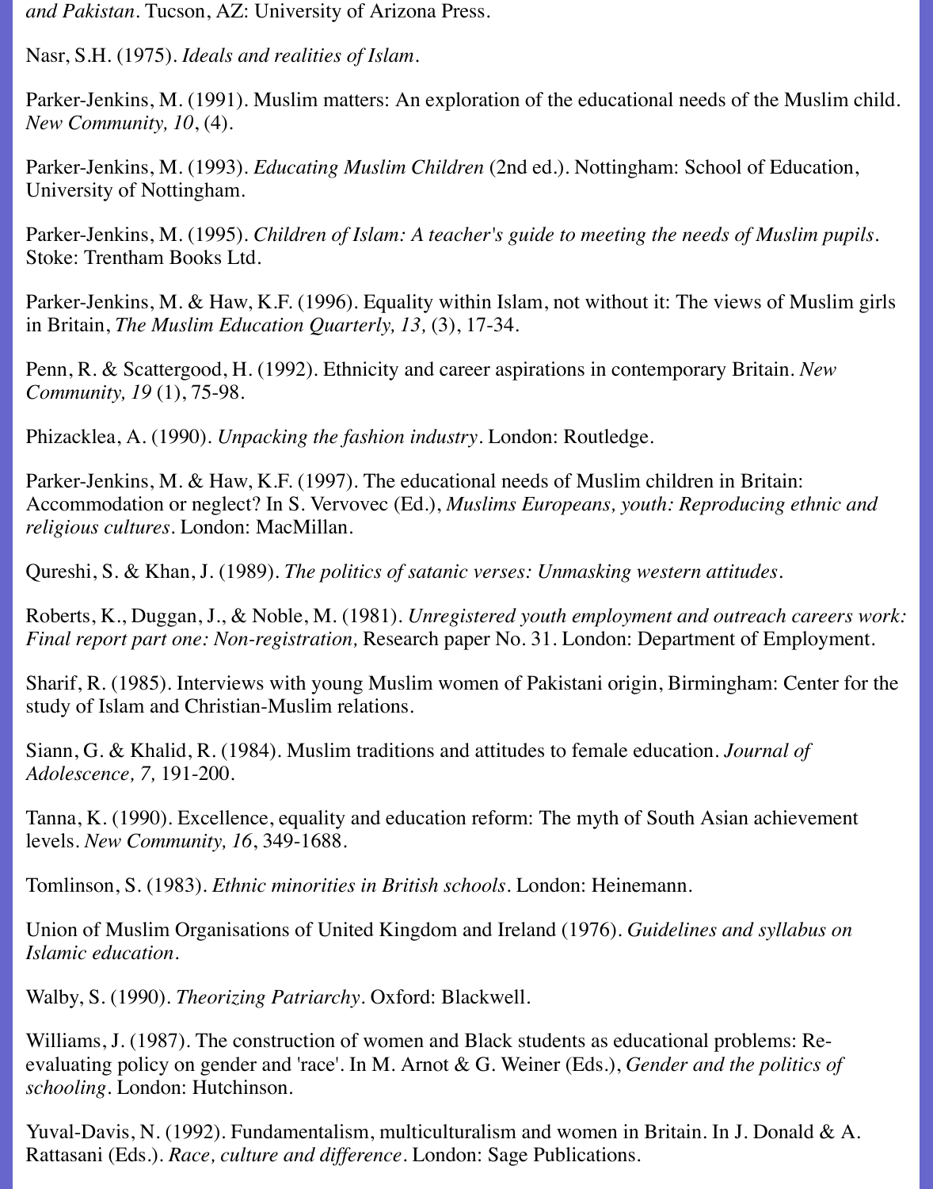*and Pakistan*. Tucson, AZ: University of Arizona Press.

Nasr, S.H. (1975). *Ideals and realities of Islam*.

Parker-Jenkins, M. (1991). Muslim matters: An exploration of the educational needs of the Muslim child. *New Community, 10*, (4).

Parker-Jenkins, M. (1993). *Educating Muslim Children* (2nd ed.). Nottingham: School of Education, University of Nottingham.

Parker-Jenkins, M. (1995). *Children of Islam: A teacher's guide to meeting the needs of Muslim pupils*. Stoke: Trentham Books Ltd.

Parker-Jenkins, M. & Haw, K.F. (1996). Equality within Islam, not without it: The views of Muslim girls in Britain, *The Muslim Education Quarterly, 13,* (3), 17-34.

Penn, R. & Scattergood, H. (1992). Ethnicity and career aspirations in contemporary Britain. *New Community, 19* (1), 75-98.

Phizacklea, A. (1990). *Unpacking the fashion industry*. London: Routledge.

Parker-Jenkins, M. & Haw, K.F. (1997). The educational needs of Muslim children in Britain: Accommodation or neglect? In S. Vervovec (Ed.), *Muslims Europeans, youth: Reproducing ethnic and religious cultures*. London: MacMillan.

Qureshi, S. & Khan, J. (1989). *The politics of satanic verses: Unmasking western attitudes*.

Roberts, K., Duggan, J., & Noble, M. (1981). *Unregistered youth employment and outreach careers work: Final report part one: Non-registration,* Research paper No. 31. London: Department of Employment.

Sharif, R. (1985). Interviews with young Muslim women of Pakistani origin, Birmingham: Center for the study of Islam and Christian-Muslim relations.

Siann, G. & Khalid, R. (1984). Muslim traditions and attitudes to female education. *Journal of Adolescence, 7,* 191-200.

Tanna, K. (1990). Excellence, equality and education reform: The myth of South Asian achievement levels. *New Community, 16*, 349-1688.

Tomlinson, S. (1983). *Ethnic minorities in British schools*. London: Heinemann.

Union of Muslim Organisations of United Kingdom and Ireland (1976). *Guidelines and syllabus on Islamic education*.

Walby, S. (1990). *Theorizing Patriarchy*. Oxford: Blackwell.

Williams, J. (1987). The construction of women and Black students as educational problems: Re-evaluating policy on gender and 'race'. In M. Arnot & G. Weiner (Eds.), *Gender and the politics of schooling*. London: Hutchinson.

Yuval-Davis, N. (1992). Fundamentalism, multiculturalism and women in Britain. In J. Donald & A. Rattasani (Eds.). *Race, culture and difference*. London: Sage Publications.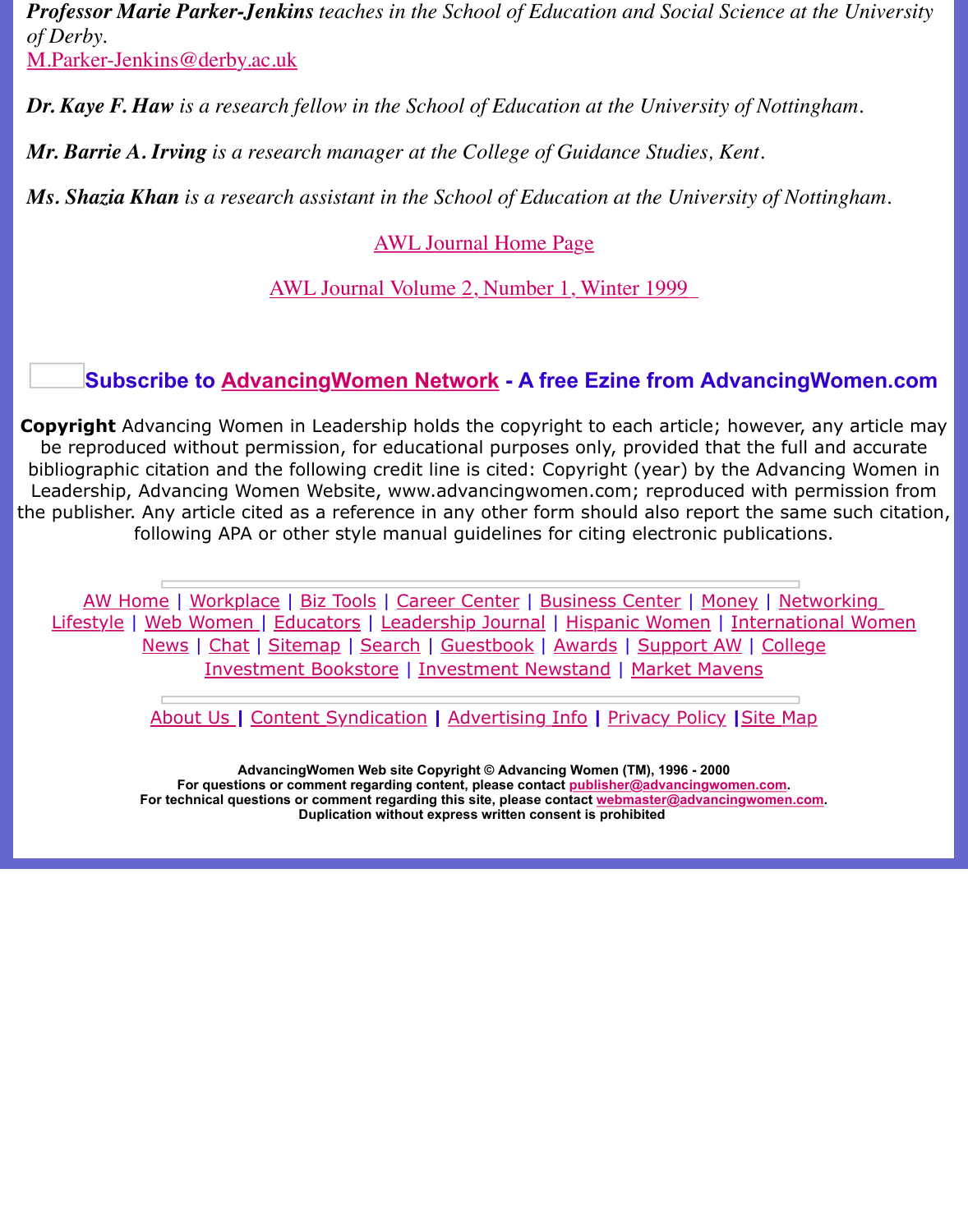***Professor Marie Parker-Jenkins*** *teaches in the School of Education and Social Science at the University of Derby.*
M.Parker-Jenkins@derby.ac.uk

***Dr. Kaye F. Haw*** *is a research fellow in the School of Education at the University of Nottingham.*

***Mr. Barrie A. Irving*** *is a research manager at the College of Guidance Studies, Kent.*

***Ms. Shazia Khan*** *is a research assistant in the School of Education at the University of Nottingham.*

AWL Journal Home Page

AWL Journal Volume 2, Number 1, Winter 1999

**Subscribe to AdvancingWomen Network - A free Ezine from AdvancingWomen.com**

**Copyright** Advancing Women in Leadership holds the copyright to each article; however, any article may be reproduced without permission, for educational purposes only, provided that the full and accurate bibliographic citation and the following credit line is cited: Copyright (year) by the Advancing Women in Leadership, Advancing Women Website, www.advancingwomen.com; reproduced with permission from the publisher. Any article cited as a reference in any other form should also report the same such citation, following APA or other style manual guidelines for citing electronic publications.

AW Home | Workplace | Biz Tools | Career Center | Business Center | Money | Networking
Lifestyle | Web Women | Educators | Leadership Journal | Hispanic Women | International Women
News | Chat | Sitemap | Search | Guestbook | Awards | Support AW | College
Investment Bookstore | Investment Newstand | Market Mavens

About Us | Content Syndication | Advertising Info | Privacy Policy | Site Map

**AdvancingWomen Web site Copyright © Advancing Women (TM), 1996 - 2000**
**For questions or comment regarding content, please contact publisher@advancingwomen.com.**
**For technical questions or comment regarding this site, please contact webmaster@advancingwomen.com.**
**Duplication without express written consent is prohibited**